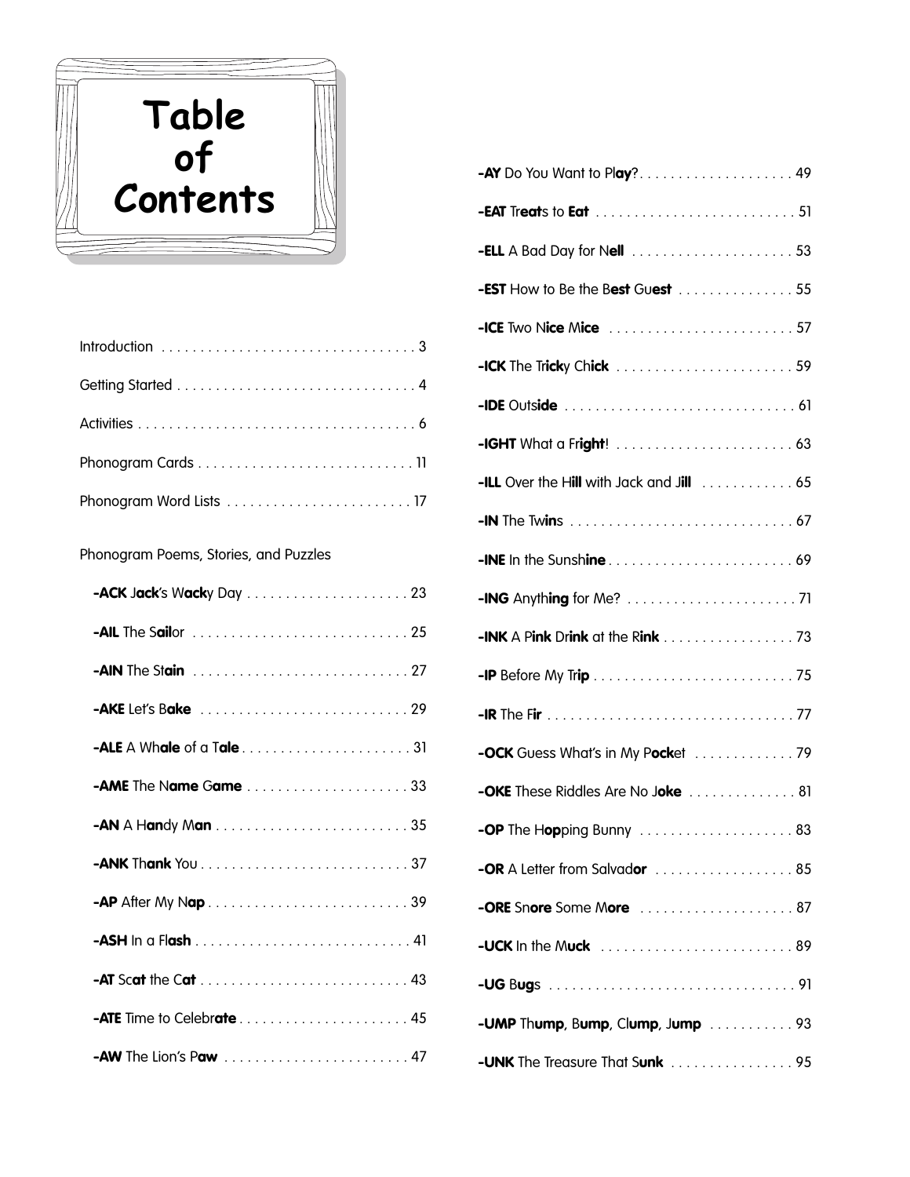# Table of Contents

Introduction . . . . . . . . . . . . . . . . . . . . . . . . . . . . . . . . . 3

Getting Started . . . . . . . . . . . . . . . . . . . . . . . . . . . . . . . 4

Activities . . . . . . . . . . . . . . . . . . . . . . . . . . . . . . . . . . . . 6

Phonogram Cards . . . . . . . . . . . . . . . . . . . . . . . . . . . . 11

Phonogram Word Lists . . . . . . . . . . . . . . . . . . . . . . . . 17

Phonogram Poems, Stories, and Puzzles

- **-ACK** **Jack**'s W**ack**y Day . . . . . . . . . . . . . . . . . . . . . 23
- **-AIL** The S**ail**or . . . . . . . . . . . . . . . . . . . . . . . . . . . . 25
- **-AIN** The St**ain** . . . . . . . . . . . . . . . . . . . . . . . . . . . . 27
- **-AKE** Let's B**ake** . . . . . . . . . . . . . . . . . . . . . . . . . . . 29
- **-ALE** A Wh**ale** of a T**ale** . . . . . . . . . . . . . . . . . . . . . . 31
- **-AME** The N**ame** G**ame** . . . . . . . . . . . . . . . . . . . . . 33
- **-AN** A H**an**dy M**an** . . . . . . . . . . . . . . . . . . . . . . . . . 35
- **-ANK** Th**ank** You . . . . . . . . . . . . . . . . . . . . . . . . . . . 37
- **-AP** After My N**ap** . . . . . . . . . . . . . . . . . . . . . . . . . . 39
- **-ASH** In a Fl**ash** . . . . . . . . . . . . . . . . . . . . . . . . . . . . 41
- **-AT** Sc**at** the C**at** . . . . . . . . . . . . . . . . . . . . . . . . . . . 43
- **-ATE** Time to Celebr**ate** . . . . . . . . . . . . . . . . . . . . . . 45
- **-AW** The Lion's P**aw** . . . . . . . . . . . . . . . . . . . . . . . . 47
- **-AY** Do You Want to Pl**ay**? . . . . . . . . . . . . . . . . . . . . 49
- **-EAT** Tr**eat**s to **Eat** . . . . . . . . . . . . . . . . . . . . . . . . . . 51
- **-ELL** A Bad Day for N**ell** . . . . . . . . . . . . . . . . . . . . . 53
- **-EST** How to Be the B**est** Gu**est** . . . . . . . . . . . . . . . 55
- **-ICE** Two N**ice** M**ice** . . . . . . . . . . . . . . . . . . . . . . . . 57
- **-ICK** The Tr**ick**y Ch**ick** . . . . . . . . . . . . . . . . . . . . . . . 59
- **-IDE** Outs**ide** . . . . . . . . . . . . . . . . . . . . . . . . . . . . . . 61
- **-IGHT** What a Fr**ight**! . . . . . . . . . . . . . . . . . . . . . . . 63
- **-ILL** Over the H**ill** with Jack and J**ill** . . . . . . . . . . . . 65
- **-IN** The Tw**in**s . . . . . . . . . . . . . . . . . . . . . . . . . . . . . 67
- **-INE** In the Sunsh**ine** . . . . . . . . . . . . . . . . . . . . . . . . 69
- **-ING** Anyth**ing** for Me? . . . . . . . . . . . . . . . . . . . . . . 71
- **-INK** A P**ink** Dr**ink** at the R**ink** . . . . . . . . . . . . . . . . . 73
- **-IP** Before My Tr**ip** . . . . . . . . . . . . . . . . . . . . . . . . . . 75
- **-IR** The F**ir** . . . . . . . . . . . . . . . . . . . . . . . . . . . . . . . . 77
- **-OCK** Guess What's in My P**ock**et . . . . . . . . . . . . . 79
- **-OKE** These Riddles Are No J**oke** . . . . . . . . . . . . . . 81
- **-OP** The H**op**ping Bunny . . . . . . . . . . . . . . . . . . . . 83
- **-OR** A Letter from Salvad**or** . . . . . . . . . . . . . . . . . . 85
- **-ORE** Sn**ore** Some M**ore** . . . . . . . . . . . . . . . . . . . . 87
- **-UCK** In the M**uck** . . . . . . . . . . . . . . . . . . . . . . . . . 89
- **-UG** B**ug**s . . . . . . . . . . . . . . . . . . . . . . . . . . . . . . . . . 91
- **-UMP** Th**ump**, B**ump**, Cl**ump**, J**ump** . . . . . . . . . . . 93
- **-UNK** The Treasure That S**unk** . . . . . . . . . . . . . . . . 95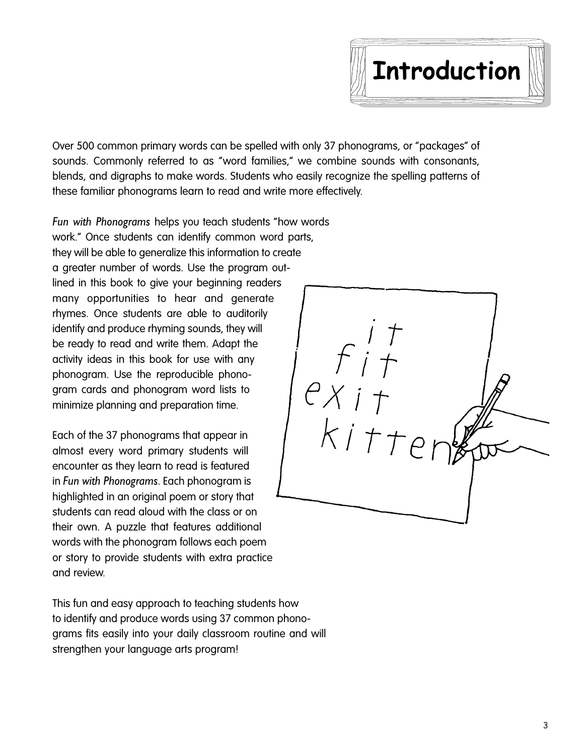# Introduction

Over 500 common primary words can be spelled with only 37 phonograms, or "packages" of sounds. Commonly referred to as "word families," we combine sounds with consonants, blends, and digraphs to make words. Students who easily recognize the spelling patterns of these familiar phonograms learn to read and write more effectively.

*Fun with Phonograms* helps you teach students "how words work." Once students can identify common word parts, they will be able to generalize this information to create a greater number of words. Use the program outlined in this book to give your beginning readers many opportunities to hear and generate rhymes. Once students are able to auditorily identify and produce rhyming sounds, they will be ready to read and write them. Adapt the activity ideas in this book for use with any phonogram. Use the reproducible phonogram cards and phonogram word lists to minimize planning and preparation time.

Each of the 37 phonograms that appear in almost every word primary students will encounter as they learn to read is featured in *Fun with Phonograms*. Each phonogram is highlighted in an original poem or story that students can read aloud with the class or on their own. A puzzle that features additional words with the phonogram follows each poem or story to provide students with extra practice and review.

This fun and easy approach to teaching students how to identify and produce words using 37 common phonograms fits easily into your daily classroom routine and will strengthen your language arts program!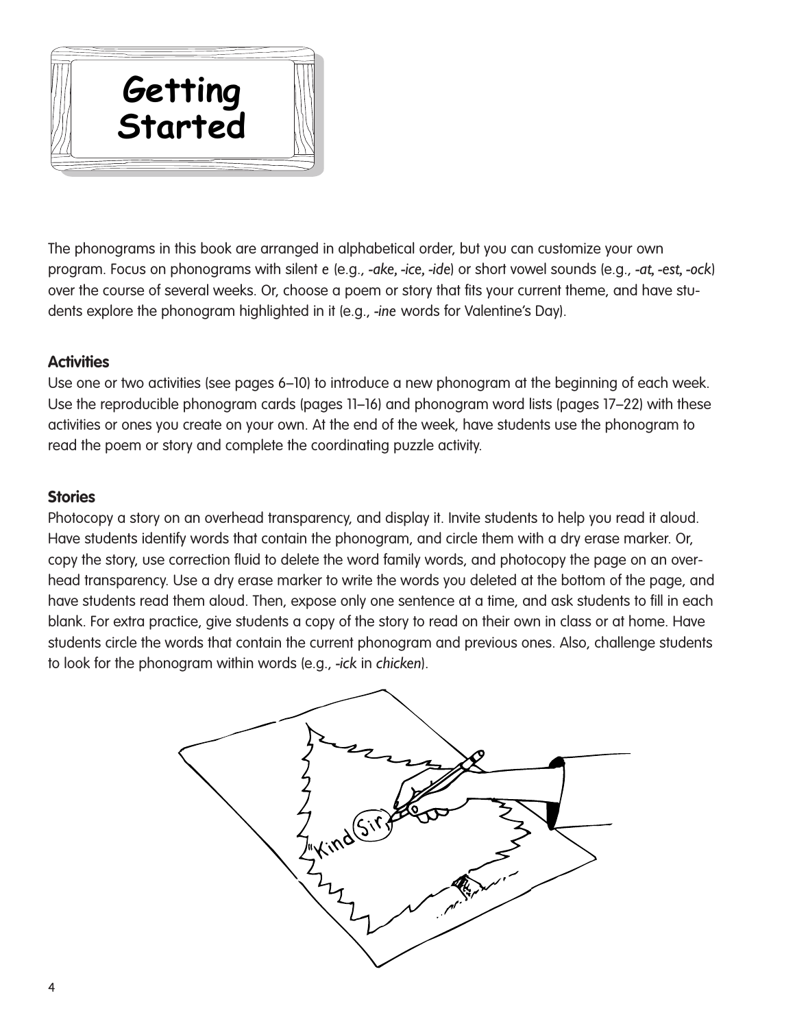# Getting Started

The phonograms in this book are arranged in alphabetical order, but you can customize your own program. Focus on phonograms with silent *e* (e.g., *-ake*, *-ice*, *-ide*) or short vowel sounds (e.g., *-at*, *-est*, *-ock*) over the course of several weeks. Or, choose a poem or story that fits your current theme, and have students explore the phonogram highlighted in it (e.g., *-ine* words for Valentine's Day).

## Activities

Use one or two activities (see pages 6–10) to introduce a new phonogram at the beginning of each week. Use the reproducible phonogram cards (pages 11–16) and phonogram word lists (pages 17–22) with these activities or ones you create on your own. At the end of the week, have students use the phonogram to read the poem or story and complete the coordinating puzzle activity.

## Stories

Photocopy a story on an overhead transparency, and display it. Invite students to help you read it aloud. Have students identify words that contain the phonogram, and circle them with a dry erase marker. Or, copy the story, use correction fluid to delete the word family words, and photocopy the page on an overhead transparency. Use a dry erase marker to write the words you deleted at the bottom of the page, and have students read them aloud. Then, expose only one sentence at a time, and ask students to fill in each blank. For extra practice, give students a copy of the story to read on their own in class or at home. Have students circle the words that contain the current phonogram and previous ones. Also, challenge students to look for the phonogram within words (e.g., *-ick* in *chicken*).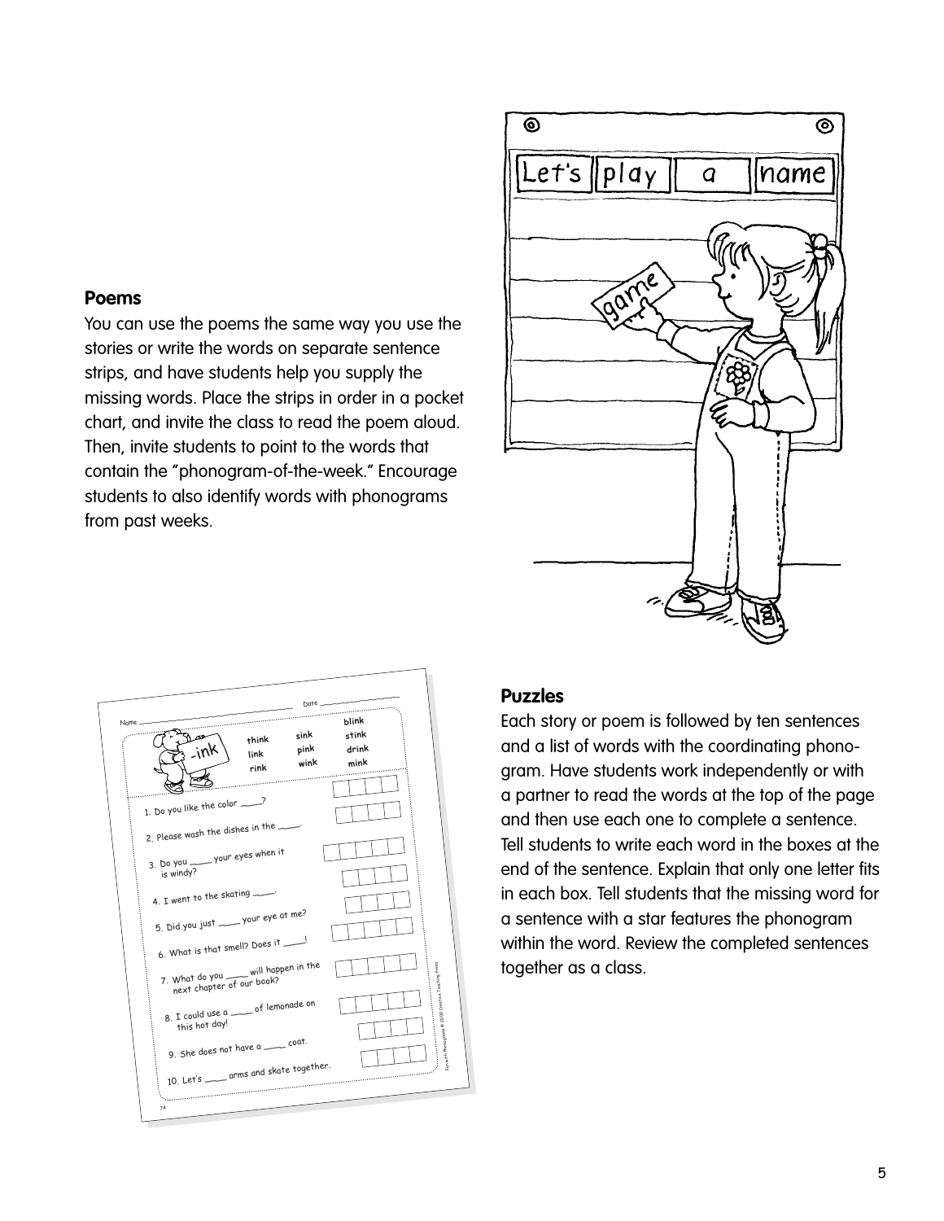## Poems

You can use the poems the same way you use the stories or write the words on separate sentence strips, and have students help you supply the missing words. Place the strips in order in a pocket chart, and invite the class to read the poem aloud. Then, invite students to point to the words that contain the "phonogram-of-the-week." Encourage students to also identify words with phonograms from past weeks.

## Puzzles

Each story or poem is followed by ten sentences and a list of words with the coordinating phonogram. Have students work independently or with a partner to read the words at the top of the page and then use each one to complete a sentence. Tell students to write each word in the boxes at the end of the sentence. Explain that only one letter fits in each box. Tell students that the missing word for a sentence with a star features the phonogram within the word. Review the completed sentences together as a class.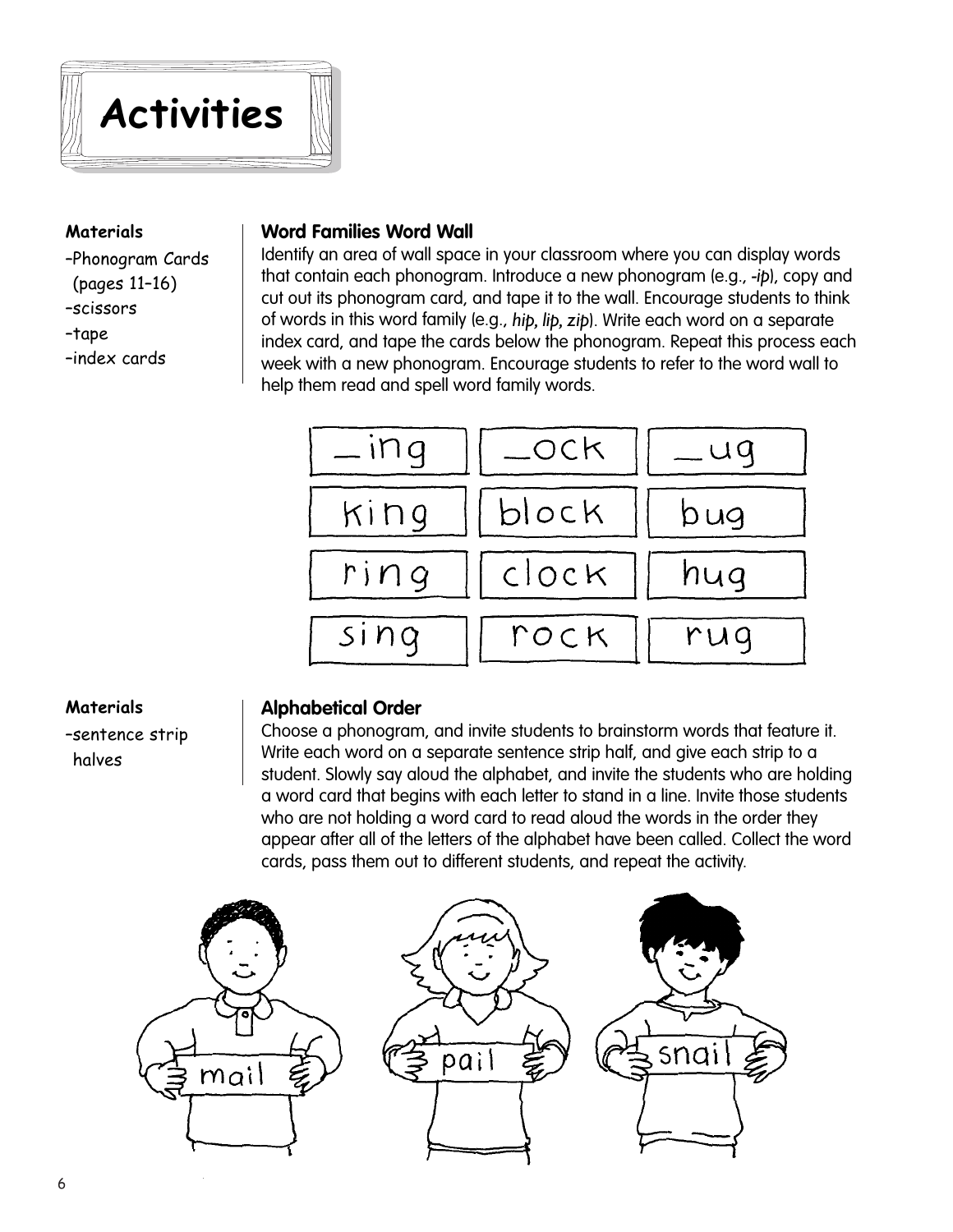# Activities

**Materials**

- Phonogram Cards (pages 11–16)
- scissors
- tape
- index cards

### Word Families Word Wall

Identify an area of wall space in your classroom where you can display words that contain each phonogram. Introduce a new phonogram (e.g., *-ip*), copy and cut out its phonogram card, and tape it to the wall. Encourage students to think of words in this word family (e.g., *hip, lip, zip*). Write each word on a separate index card, and tape the cards below the phonogram. Repeat this process each week with a new phonogram. Encourage students to refer to the word wall to help them read and spell word family words.

| _ing | _ock | _ug |
|---|---|---|
| king | block | bug |
| ring | clock | hug |
| sing | rock | rug |

**Materials**

- sentence strip halves

### Alphabetical Order

Choose a phonogram, and invite students to brainstorm words that feature it. Write each word on a separate sentence strip half, and give each strip to a student. Slowly say aloud the alphabet, and invite the students who are holding a word card that begins with each letter to stand in a line. Invite those students who are not holding a word card to read aloud the words in the order they appear after all of the letters of the alphabet have been called. Collect the word cards, pass them out to different students, and repeat the activity.

mail pail snail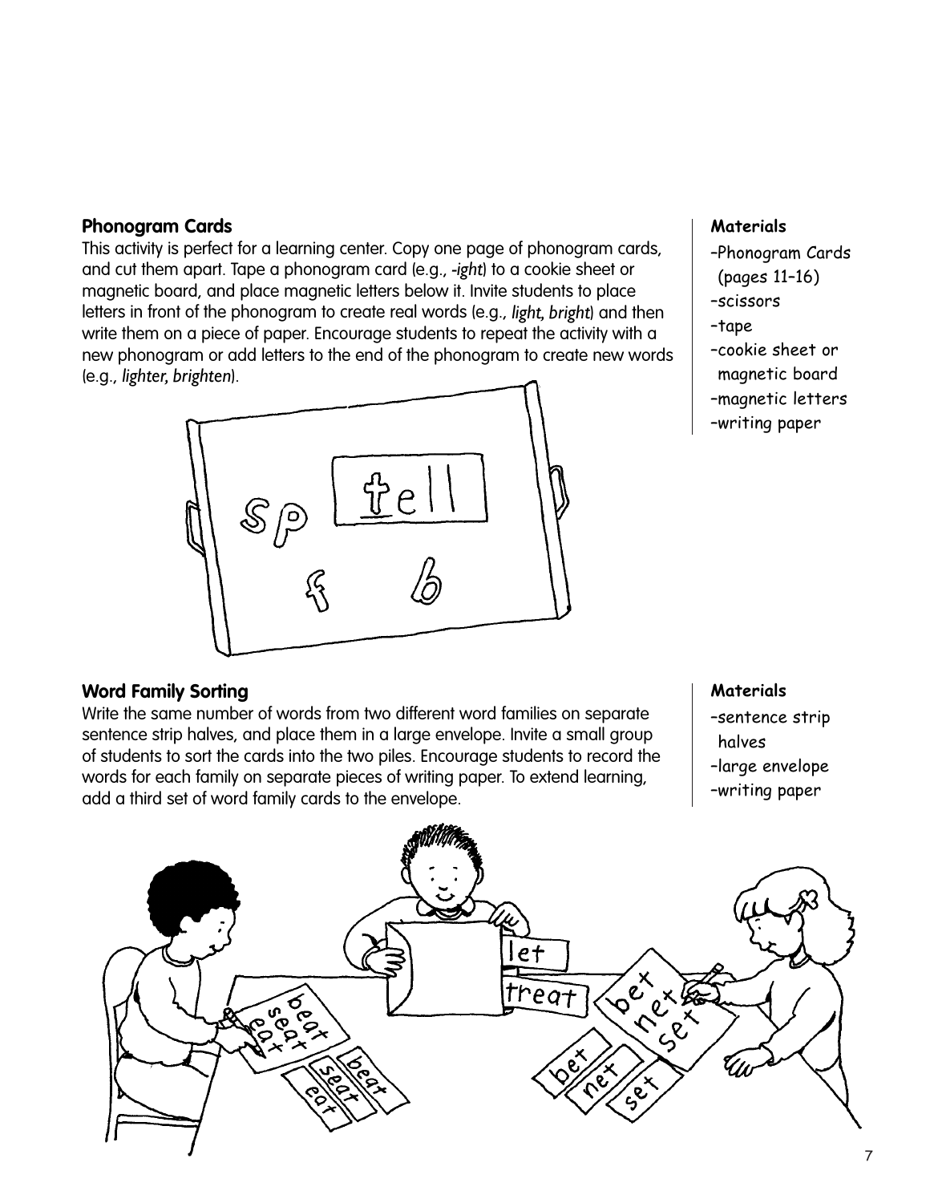### Phonogram Cards

This activity is perfect for a learning center. Copy one page of phonogram cards, and cut them apart. Tape a phonogram card (e.g., *-ight*) to a cookie sheet or magnetic board, and place magnetic letters below it. Invite students to place letters in front of the phonogram to create real words (e.g., *light, bright*) and then write them on a piece of paper. Encourage students to repeat the activity with a new phonogram or add letters to the end of the phonogram to create new words (e.g., *lighter, brighten*).

**Materials**

- Phonogram Cards (pages 11–16)
- scissors
- tape
- cookie sheet or magnetic board
- magnetic letters
- writing paper

### Word Family Sorting

Write the same number of words from two different word families on separate sentence strip halves, and place them in a large envelope. Invite a small group of students to sort the cards into the two piles. Encourage students to record the words for each family on separate pieces of writing paper. To extend learning, add a third set of word family cards to the envelope.

**Materials**

- sentence strip halves
- large envelope
- writing paper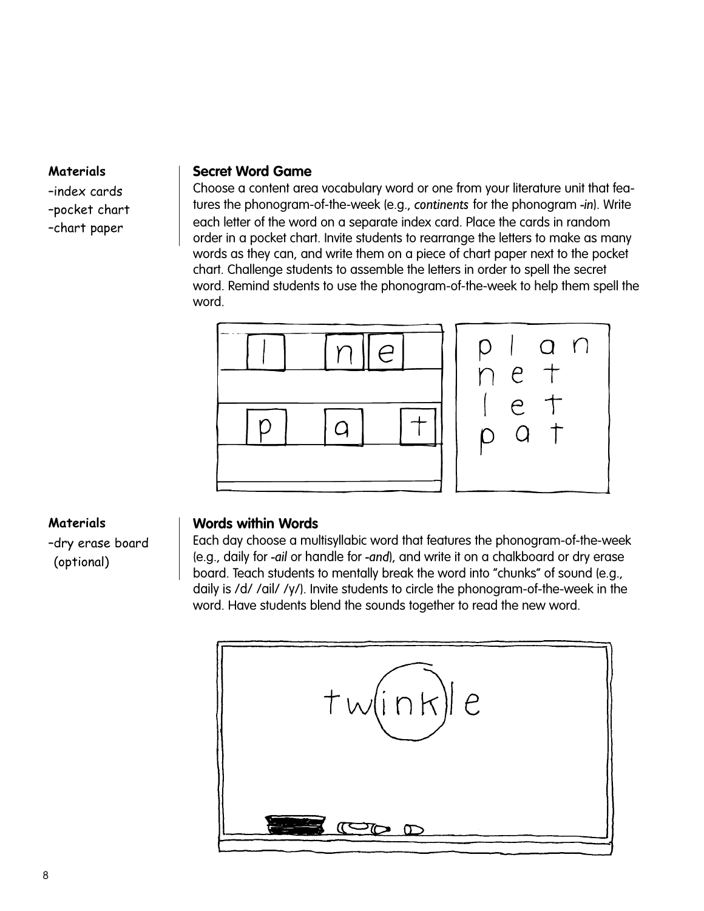**Materials**

- index cards
- pocket chart
- chart paper

### Secret Word Game

Choose a content area vocabulary word or one from your literature unit that features the phonogram-of-the-week (e.g., *continents* for the phonogram *-in*). Write each letter of the word on a separate index card. Place the cards in random order in a pocket chart. Invite students to rearrange the letters to make as many words as they can, and write them on a piece of chart paper next to the pocket chart. Challenge students to assemble the letters in order to spell the secret word. Remind students to use the phonogram-of-the-week to help them spell the word.

**Materials**

- dry erase board (optional)

### Words within Words

Each day choose a multisyllabic word that features the phonogram-of-the-week (e.g., daily for *-ail* or handle for *-and*), and write it on a chalkboard or dry erase board. Teach students to mentally break the word into "chunks" of sound (e.g., daily is /d/ /ail/ /y/). Invite students to circle the phonogram-of-the-week in the word. Have students blend the sounds together to read the new word.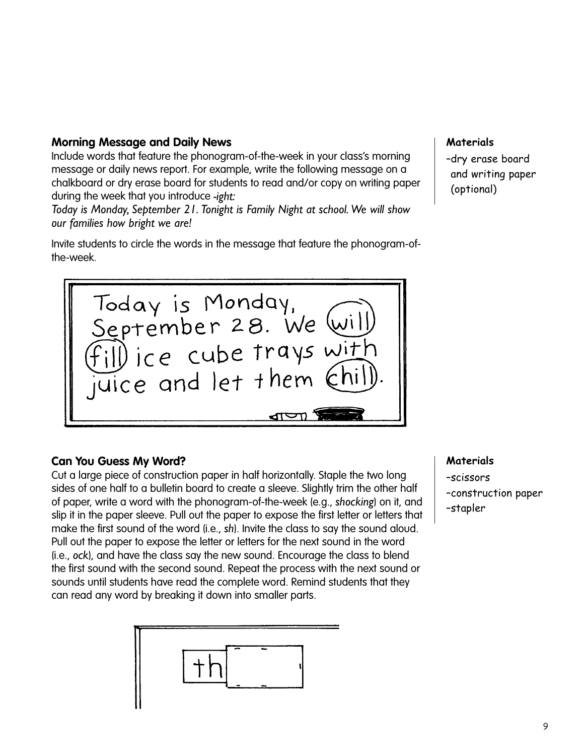## Morning Message and Daily News

Include words that feature the phonogram-of-the-week in your class's morning message or daily news report. For example, write the following message on a chalkboard or dry erase board for students to read and/or copy on writing paper during the week that you introduce *-ight:*

*Today is Monday, September 21. Tonight is Family Night at school. We will show our families how bright we are!*

Invite students to circle the words in the message that feature the phonogram-of-the-week.

**Materials**

- dry erase board and writing paper (optional)

## Can You Guess My Word?

Cut a large piece of construction paper in half horizontally. Staple the two long sides of one half to a bulletin board to create a sleeve. Slightly trim the other half of paper, write a word with the phonogram-of-the-week (e.g., *shocking*) on it, and slip it in the paper sleeve. Pull out the paper to expose the first letter or letters that make the first sound of the word (i.e., *sh*). Invite the class to say the sound aloud. Pull out the paper to expose the letter or letters for the next sound in the word (i.e., *ock*), and have the class say the new sound. Encourage the class to blend the first sound with the second sound. Repeat the process with the next sound or sounds until students have read the complete word. Remind students that they can read any word by breaking it down into smaller parts.

**Materials**

- scissors
- construction paper
- stapler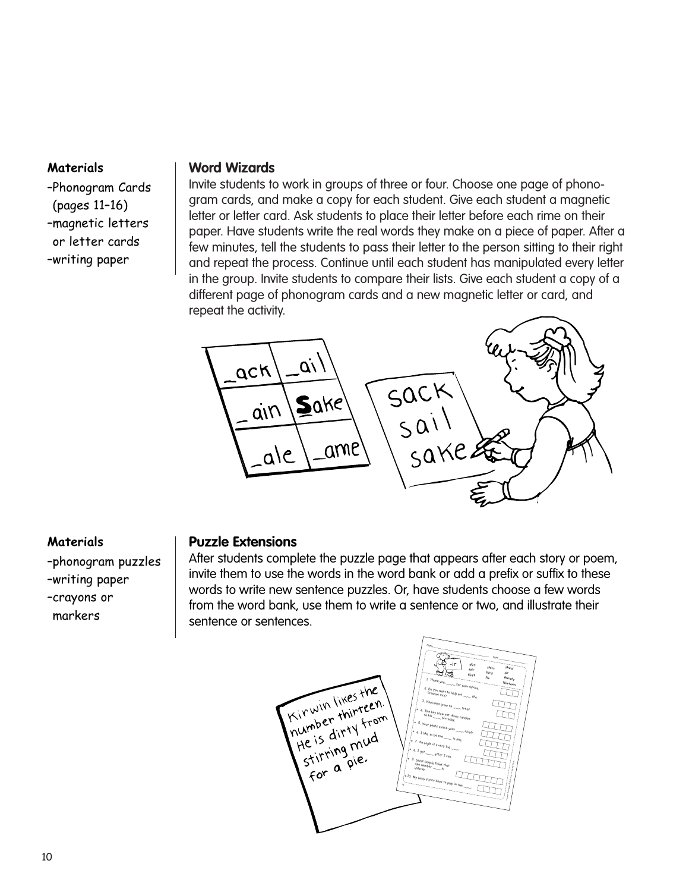**Materials**

- Phonogram Cards (pages 11–16)
- magnetic letters or letter cards
- writing paper

### Word Wizards

Invite students to work in groups of three or four. Choose one page of phonogram cards, and make a copy for each student. Give each student a magnetic letter or letter card. Ask students to place their letter before each rime on their paper. Have students write the real words they make on a piece of paper. After a few minutes, tell the students to pass their letter to the person sitting to their right and repeat the process. Continue until each student has manipulated every letter in the group. Invite students to compare their lists. Give each student a copy of a different page of phonogram cards and a new magnetic letter or card, and repeat the activity.

**Materials**

- phonogram puzzles
- writing paper
- crayons or markers

### Puzzle Extensions

After students complete the puzzle page that appears after each story or poem, invite them to use the words in the word bank or add a prefix or suffix to these words to write new sentence puzzles. Or, have students choose a few words from the word bank, use them to write a sentence or two, and illustrate their sentence or sentences.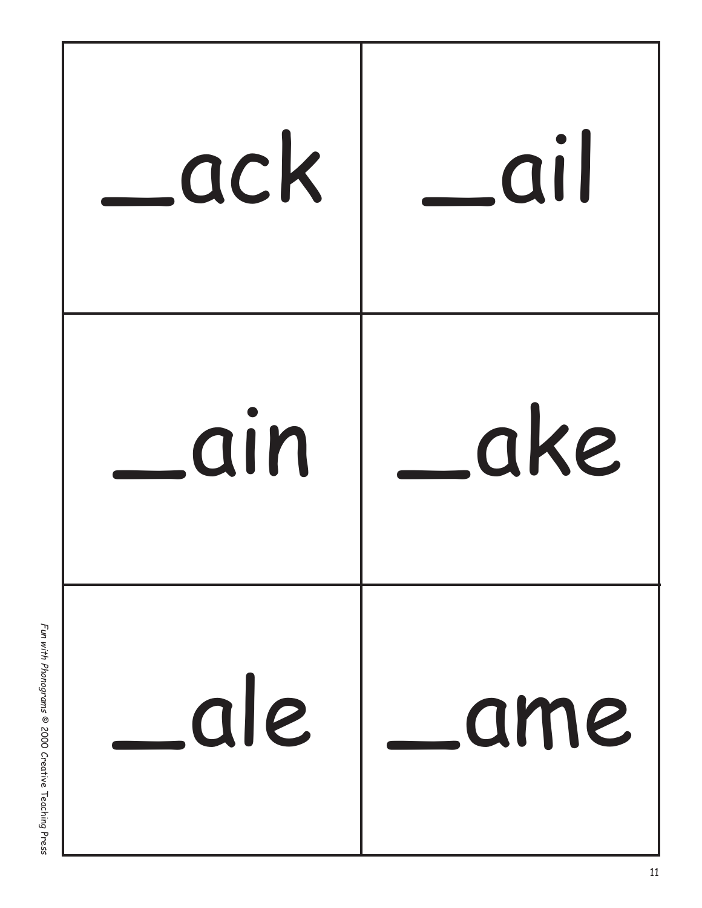| | |
|---|---|
| _ack | _ail |
| _ain | _ake |
| _ale | _ame |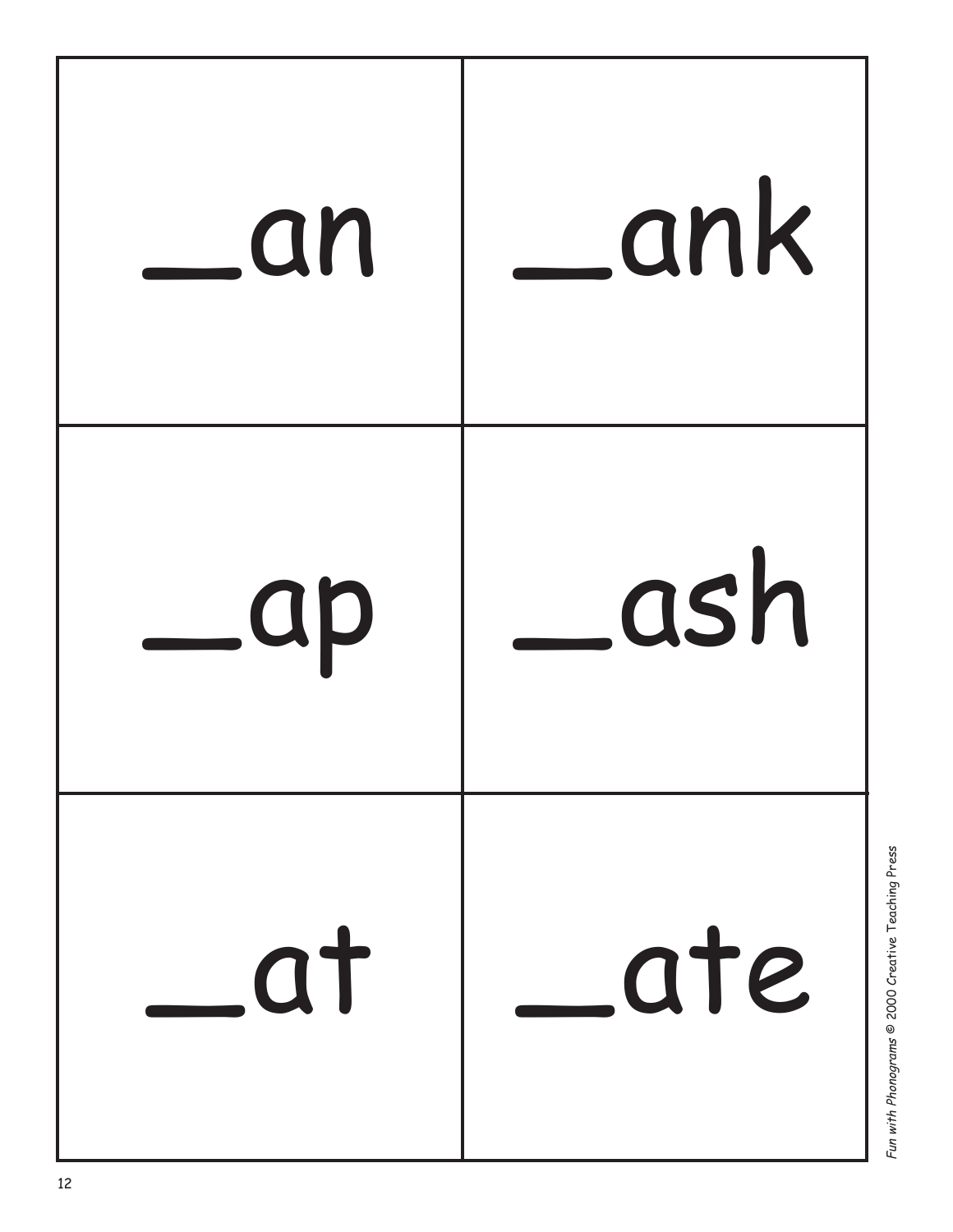| | |
|---|---|
| _an | _ank |
| _ap | _ash |
| _at | _ate |

*Fun with Phonograms* © 2000 Creative Teaching Press